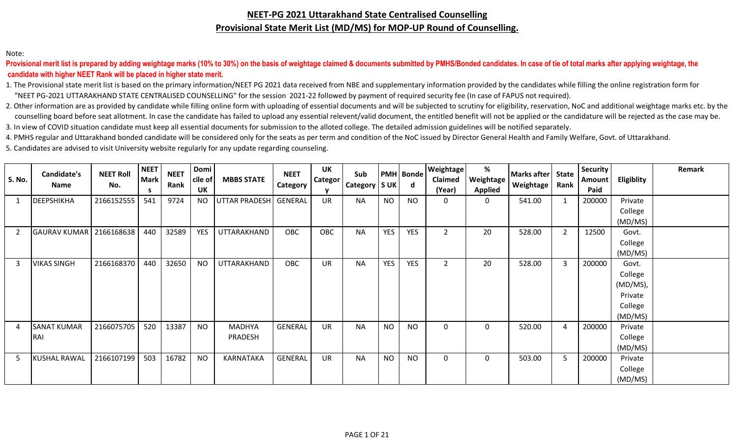# NEET-PG 2021 Uttarakhand State Centralised Counselling

## Provisional State Merit List (MD/MS) for MOP-UP Round of Counselling.

Note:

**Provisional merit list is prepared by adding weightage marks (10% to 30%) on the basis of weightage claimed & documents submitted by PMHS/Bonded candidates. In case of tie of total marks after applying weightage, the candidate with higher NEET Rank will be placed in higher state merit.**

1. The Provisional state merit list is based on the primary information/NEET PG 2021 data received from NBE and supplementary information provided by the candidates while filling the online registration form for "NEET PG-2021 UTTARAKHAND STATE CENTRALISED COUNSELLING" for the session 2021-22 followed by payment of required security fee (In case of FAPUS not required).
2. Other information are as provided by candidate while filling online form with uploading of essential documents and will be subjected to scrutiny for eligibility, reservation, NoC and additional weightage marks etc. by the counselling board before seat allotment. In case the candidate has failed to upload any essential relevent/valid document, the entitled benefit will not be applied or the candidature will be rejected as the case may be.
3. In view of COVID situation candidate must keep all essential documents for submission to the alloted college. The detailed admission guidelines will be notified separately.
4. PMHS regular and Uttarakhand bonded candidate will be considered only for the seats as per term and condition of the NoC issued by Director General Health and Family Welfare, Govt. of Uttarakhand.
5. Candidates are advised to visit University website regularly for any update regarding counseling.

| S. No. | Candidate's Name | NEET Roll No. | NEET Marks | NEET Rank | Domicile of UK | MBBS STATE | NEET Category | UK Category | Sub Category | PMH S UK | Bonded | Weightage Claimed (Year) | % Weightage Applied | Marks after Weightage | State Rank | Security Amount Paid | Eligiblity | Remark |
|---|---|---|---|---|---|---|---|---|---|---|---|---|---|---|---|---|---|---|
| 1 | DEEPSHIKHA | 2166152555 | 541 | 9724 | NO | UTTAR PRADESH | GENERAL | UR | NA | NO | NO | 0 | 0 | 541.00 | 1 | 200000 | Private College (MD/MS) | |
| 2 | GAURAV KUMAR | 2166168638 | 440 | 32589 | YES | UTTARAKHAND | OBC | OBC | NA | YES | YES | 2 | 20 | 528.00 | 2 | 12500 | Govt. College (MD/MS) | |
| 3 | VIKAS SINGH | 2166168370 | 440 | 32650 | NO | UTTARAKHAND | OBC | UR | NA | YES | YES | 2 | 20 | 528.00 | 3 | 200000 | Govt. College (MD/MS), Private College (MD/MS) | |
| 4 | SANAT KUMAR RAI | 2166075705 | 520 | 13387 | NO | MADHYA PRADESH | GENERAL | UR | NA | NO | NO | 0 | 0 | 520.00 | 4 | 200000 | Private College (MD/MS) | |
| 5 | KUSHAL RAWAL | 2166107199 | 503 | 16782 | NO | KARNATAKA | GENERAL | UR | NA | NO | NO | 0 | 0 | 503.00 | 5 | 200000 | Private College (MD/MS) | |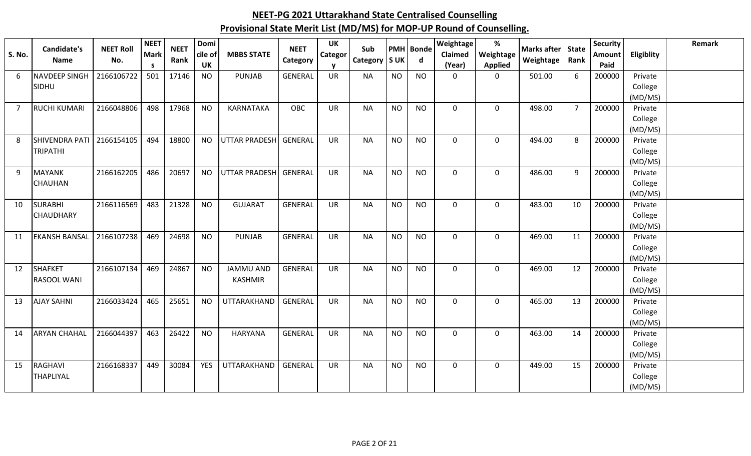**NEET-PG 2021 Uttarakhand State Centralised Counselling**

**Provisional State Merit List (MD/MS) for MOP-UP Round of Counselling.**

| S. No. | Candidate's Name | NEET Roll No. | NEET Marks | NEET Rank | Domicile of UK | MBBS STATE | NEET Category | UK Category | Sub Category | PMH SUK | Bonded | Weightage Claimed (Year) | % Weightage Applied | Marks after Weightage | State Rank | Security Amount Paid | Eligiblity | Remark |
|---|---|---|---|---|---|---|---|---|---|---|---|---|---|---|---|---|---|---|
| 6 | NAVDEEP SINGH SIDHU | 2166106722 | 501 | 17146 | NO | PUNJAB | GENERAL | UR | NA | NO | NO | 0 | 0 | 501.00 | 6 | 200000 | Private College (MD/MS) | |
| 7 | RUCHI KUMARI | 2166048806 | 498 | 17968 | NO | KARNATAKA | OBC | UR | NA | NO | NO | 0 | 0 | 498.00 | 7 | 200000 | Private College (MD/MS) | |
| 8 | SHIVENDRA PATI TRIPATHI | 2166154105 | 494 | 18800 | NO | UTTAR PRADESH | GENERAL | UR | NA | NO | NO | 0 | 0 | 494.00 | 8 | 200000 | Private College (MD/MS) | |
| 9 | MAYANK CHAUHAN | 2166162205 | 486 | 20697 | NO | UTTAR PRADESH | GENERAL | UR | NA | NO | NO | 0 | 0 | 486.00 | 9 | 200000 | Private College (MD/MS) | |
| 10 | SURABHI CHAUDHARY | 2166116569 | 483 | 21328 | NO | GUJARAT | GENERAL | UR | NA | NO | NO | 0 | 0 | 483.00 | 10 | 200000 | Private College (MD/MS) | |
| 11 | EKANSH BANSAL | 2166107238 | 469 | 24698 | NO | PUNJAB | GENERAL | UR | NA | NO | NO | 0 | 0 | 469.00 | 11 | 200000 | Private College (MD/MS) | |
| 12 | SHAFKET RASOOL WANI | 2166107134 | 469 | 24867 | NO | JAMMU AND KASHMIR | GENERAL | UR | NA | NO | NO | 0 | 0 | 469.00 | 12 | 200000 | Private College (MD/MS) | |
| 13 | AJAY SAHNI | 2166033424 | 465 | 25651 | NO | UTTARAKHAND | GENERAL | UR | NA | NO | NO | 0 | 0 | 465.00 | 13 | 200000 | Private College (MD/MS) | |
| 14 | ARYAN CHAHAL | 2166044397 | 463 | 26422 | NO | HARYANA | GENERAL | UR | NA | NO | NO | 0 | 0 | 463.00 | 14 | 200000 | Private College (MD/MS) | |
| 15 | RAGHAVI THAPLIYAL | 2166168337 | 449 | 30084 | YES | UTTARAKHAND | GENERAL | UR | NA | NO | NO | 0 | 0 | 449.00 | 15 | 200000 | Private College (MD/MS) | |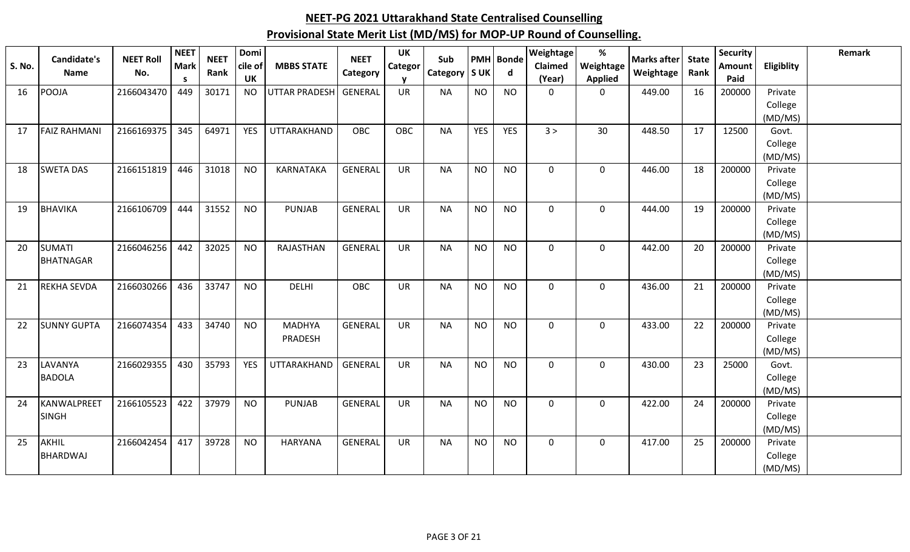# NEET-PG 2021 Uttarakhand State Centralised Counselling

## Provisional State Merit List (MD/MS) for MOP-UP Round of Counselling.

| S. No. | Candidate's Name | NEET Roll No. | NEET Marks | NEET Rank | Domicile of UK | MBBS STATE | NEET Category | UK Category | Sub Category | PMH S UK | Bonded | Weightage Claimed (Year) | % Weightage Applied | Marks after Weightage | State Rank | Security Amount Paid | Eligiblity | Remark |
|---|---|---|---|---|---|---|---|---|---|---|---|---|---|---|---|---|---|---|
| 16 | POOJA | 2166043470 | 449 | 30171 | NO | UTTAR PRADESH | GENERAL | UR | NA | NO | NO | 0 | 0 | 449.00 | 16 | 200000 | Private College (MD/MS) | |
| 17 | FAIZ RAHMANI | 2166169375 | 345 | 64971 | YES | UTTARAKHAND | OBC | OBC | NA | YES | YES | 3 > | 30 | 448.50 | 17 | 12500 | Govt. College (MD/MS) | |
| 18 | SWETA DAS | 2166151819 | 446 | 31018 | NO | KARNATAKA | GENERAL | UR | NA | NO | NO | 0 | 0 | 446.00 | 18 | 200000 | Private College (MD/MS) | |
| 19 | BHAVIKA | 2166106709 | 444 | 31552 | NO | PUNJAB | GENERAL | UR | NA | NO | NO | 0 | 0 | 444.00 | 19 | 200000 | Private College (MD/MS) | |
| 20 | SUMATI BHATNAGAR | 2166046256 | 442 | 32025 | NO | RAJASTHAN | GENERAL | UR | NA | NO | NO | 0 | 0 | 442.00 | 20 | 200000 | Private College (MD/MS) | |
| 21 | REKHA SEVDA | 2166030266 | 436 | 33747 | NO | DELHI | OBC | UR | NA | NO | NO | 0 | 0 | 436.00 | 21 | 200000 | Private College (MD/MS) | |
| 22 | SUNNY GUPTA | 2166074354 | 433 | 34740 | NO | MADHYA PRADESH | GENERAL | UR | NA | NO | NO | 0 | 0 | 433.00 | 22 | 200000 | Private College (MD/MS) | |
| 23 | LAVANYA BADOLA | 2166029355 | 430 | 35793 | YES | UTTARAKHAND | GENERAL | UR | NA | NO | NO | 0 | 0 | 430.00 | 23 | 25000 | Govt. College (MD/MS) | |
| 24 | KANWALPREET SINGH | 2166105523 | 422 | 37979 | NO | PUNJAB | GENERAL | UR | NA | NO | NO | 0 | 0 | 422.00 | 24 | 200000 | Private College (MD/MS) | |
| 25 | AKHIL BHARDWAJ | 2166042454 | 417 | 39728 | NO | HARYANA | GENERAL | UR | NA | NO | NO | 0 | 0 | 417.00 | 25 | 200000 | Private College (MD/MS) | |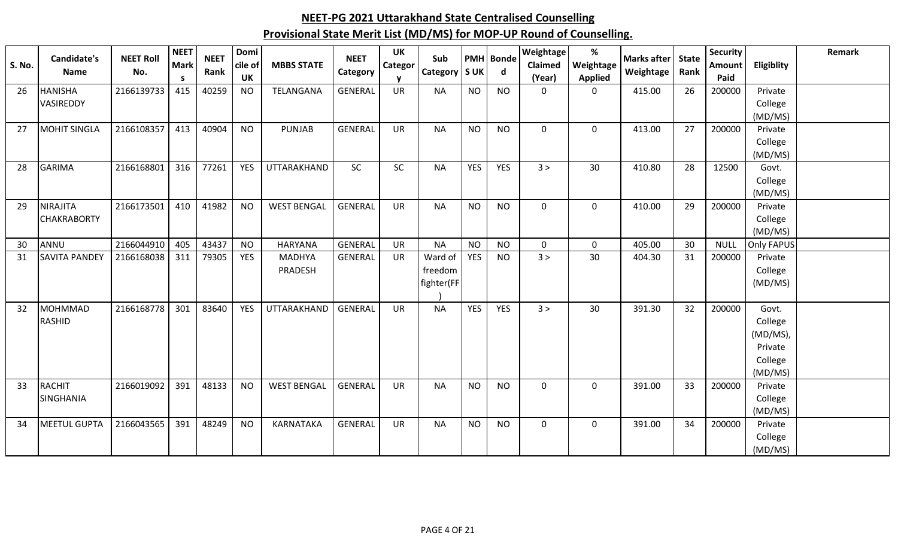## NEET-PG 2021 Uttarakhand State Centralised Counselling

## Provisional State Merit List (MD/MS) for MOP-UP Round of Counselling.

| S. No. | Candidate's Name | NEET Roll No. | NEET Marks | NEET Rank | Domicile of UK | MBBS STATE | NEET Category | UK Category | Sub Category | PMH S UK | Bonded | Weightage Claimed (Year) | % Weightage Applied | Marks after Weightage | State Rank | Security Amount Paid | Eligiblity | Remark |
|---|---|---|---|---|---|---|---|---|---|---|---|---|---|---|---|---|---|---|
| 26 | HANISHA VASIREDDY | 2166139733 | 415 | 40259 | NO | TELANGANA | GENERAL | UR | NA | NO | NO | 0 | 0 | 415.00 | 26 | 200000 | Private College (MD/MS) | |
| 27 | MOHIT SINGLA | 2166108357 | 413 | 40904 | NO | PUNJAB | GENERAL | UR | NA | NO | NO | 0 | 0 | 413.00 | 27 | 200000 | Private College (MD/MS) | |
| 28 | GARIMA | 2166168801 | 316 | 77261 | YES | UTTARAKHAND | SC | SC | NA | YES | YES | 3 > | 30 | 410.80 | 28 | 12500 | Govt. College (MD/MS) | |
| 29 | NIRAJITA CHAKRABORTY | 2166173501 | 410 | 41982 | NO | WEST BENGAL | GENERAL | UR | NA | NO | NO | 0 | 0 | 410.00 | 29 | 200000 | Private College (MD/MS) | |
| 30 | ANNU | 2166044910 | 405 | 43437 | NO | HARYANA | GENERAL | UR | NA | NO | NO | 0 | 0 | 405.00 | 30 | NULL | Only FAPUS | |
| 31 | SAVITA PANDEY | 2166168038 | 311 | 79305 | YES | MADHYA PRADESH | GENERAL | UR | Ward of freedom fighter(FF) | YES | NO | 3 > | 30 | 404.30 | 31 | 200000 | Private College (MD/MS) | |
| 32 | MOHMMAD RASHID | 2166168778 | 301 | 83640 | YES | UTTARAKHAND | GENERAL | UR | NA | YES | YES | 3 > | 30 | 391.30 | 32 | 200000 | Govt. College (MD/MS), Private College (MD/MS) | |
| 33 | RACHIT SINGHANIA | 2166019092 | 391 | 48133 | NO | WEST BENGAL | GENERAL | UR | NA | NO | NO | 0 | 0 | 391.00 | 33 | 200000 | Private College (MD/MS) | |
| 34 | MEETUL GUPTA | 2166043565 | 391 | 48249 | NO | KARNATAKA | GENERAL | UR | NA | NO | NO | 0 | 0 | 391.00 | 34 | 200000 | Private College (MD/MS) | |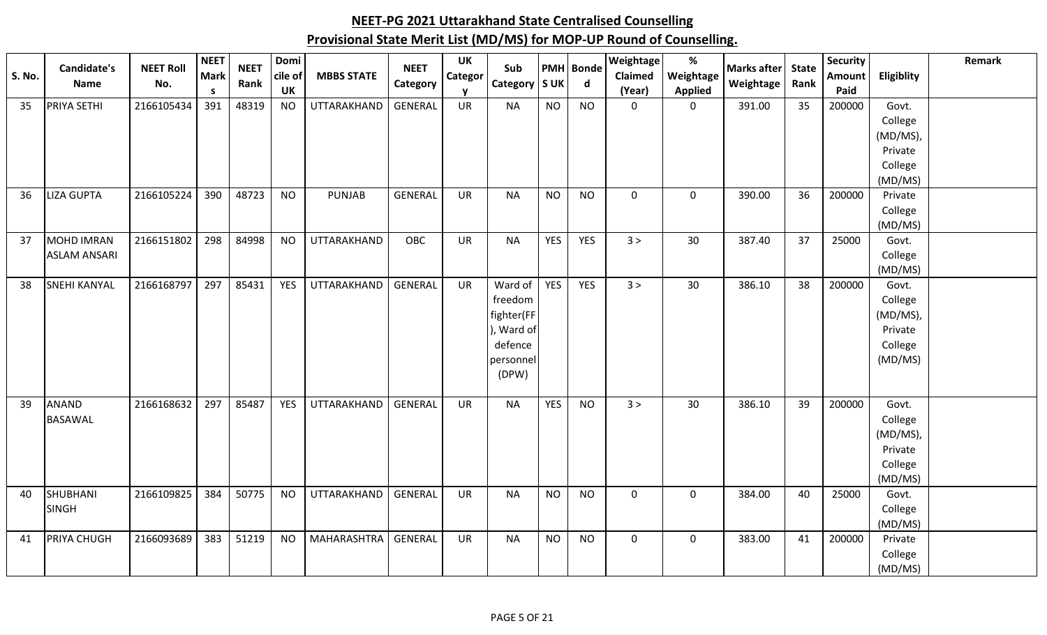## NEET-PG 2021 Uttarakhand State Centralised Counselling

## Provisional State Merit List (MD/MS) for MOP-UP Round of Counselling.

| S. No. | Candidate's Name | NEET Roll No. | NEET Marks | NEET Rank | Domicile of UK | MBBS STATE | NEET Category | UK Category | Sub Category | PMHS UK | Bonded | Weightage Claimed (Year) | % Weightage Applied | Marks after Weightage | State Rank | Security Amount Paid | Eligiblity | Remark |
|---|---|---|---|---|---|---|---|---|---|---|---|---|---|---|---|---|---|---|
| 35 | PRIYA SETHI | 2166105434 | 391 | 48319 | NO | UTTARAKHAND | GENERAL | UR | NA | NO | NO | 0 | 0 | 391.00 | 35 | 200000 | Govt. College (MD/MS), Private College (MD/MS) | |
| 36 | LIZA GUPTA | 2166105224 | 390 | 48723 | NO | PUNJAB | GENERAL | UR | NA | NO | NO | 0 | 0 | 390.00 | 36 | 200000 | Private College (MD/MS) | |
| 37 | MOHD IMRAN ASLAM ANSARI | 2166151802 | 298 | 84998 | NO | UTTARAKHAND | OBC | UR | NA | YES | YES | 3 > | 30 | 387.40 | 37 | 25000 | Govt. College (MD/MS) | |
| 38 | SNEHI KANYAL | 2166168797 | 297 | 85431 | YES | UTTARAKHAND | GENERAL | UR | Ward of freedom fighter(FF), Ward of defence personnel (DPW) | YES | YES | 3 > | 30 | 386.10 | 38 | 200000 | Govt. College (MD/MS), Private College (MD/MS) | |
| 39 | ANAND BASAWAL | 2166168632 | 297 | 85487 | YES | UTTARAKHAND | GENERAL | UR | NA | YES | NO | 3 > | 30 | 386.10 | 39 | 200000 | Govt. College (MD/MS), Private College (MD/MS) | |
| 40 | SHUBHANI SINGH | 2166109825 | 384 | 50775 | NO | UTTARAKHAND | GENERAL | UR | NA | NO | NO | 0 | 0 | 384.00 | 40 | 25000 | Govt. College (MD/MS) | |
| 41 | PRIYA CHUGH | 2166093689 | 383 | 51219 | NO | MAHARASHTRA | GENERAL | UR | NA | NO | NO | 0 | 0 | 383.00 | 41 | 200000 | Private College (MD/MS) | |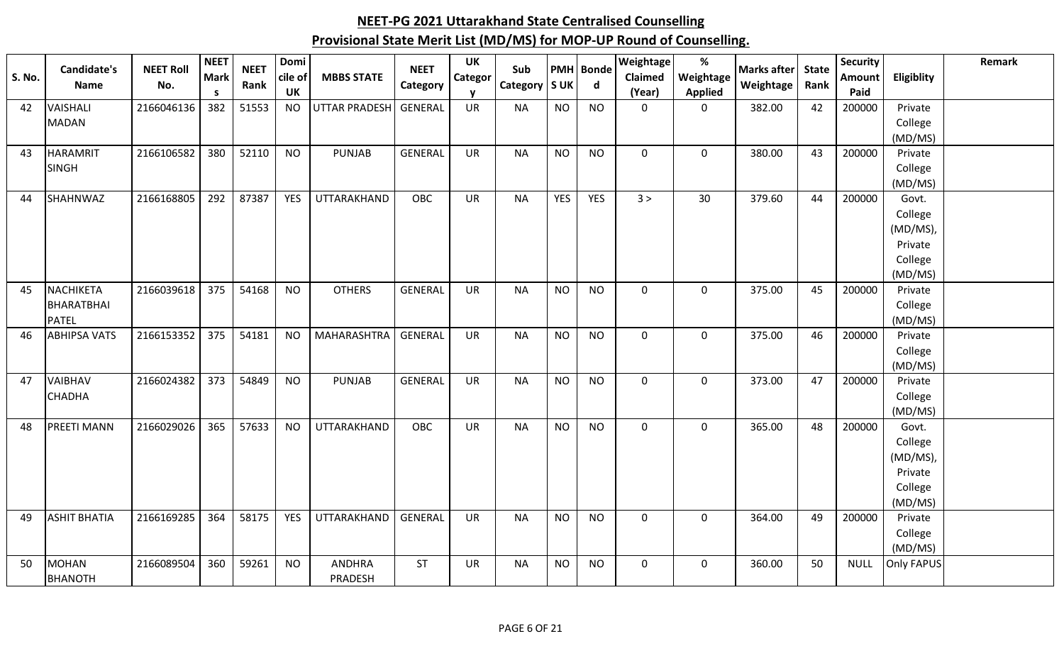# NEET-PG 2021 Uttarakhand State Centralised Counselling

## Provisional State Merit List (MD/MS) for MOP-UP Round of Counselling.

| S. No. | Candidate's Name | NEET Roll No. | NEET Marks | NEET Rank | Domicile of UK | MBBS STATE | NEET Category | UK Category | Sub Category | PMH S UK | Bonded | Weightage Claimed (Year) | % Weightage Applied | Marks after Weightage | State Rank | Security Amount Paid | Eligiblity | Remark |
|---|---|---|---|---|---|---|---|---|---|---|---|---|---|---|---|---|---|---|
| 42 | VAISHALI MADAN | 2166046136 | 382 | 51553 | NO | UTTAR PRADESH | GENERAL | UR | NA | NO | NO | 0 | 0 | 382.00 | 42 | 200000 | Private College (MD/MS) | |
| 43 | HARAMRIT SINGH | 2166106582 | 380 | 52110 | NO | PUNJAB | GENERAL | UR | NA | NO | NO | 0 | 0 | 380.00 | 43 | 200000 | Private College (MD/MS) | |
| 44 | SHAHNWAZ | 2166168805 | 292 | 87387 | YES | UTTARAKHAND | OBC | UR | NA | YES | YES | 3 > | 30 | 379.60 | 44 | 200000 | Govt. College (MD/MS), Private College (MD/MS) | |
| 45 | NACHIKETA BHARATBHAI PATEL | 2166039618 | 375 | 54168 | NO | OTHERS | GENERAL | UR | NA | NO | NO | 0 | 0 | 375.00 | 45 | 200000 | Private College (MD/MS) | |
| 46 | ABHIPSA VATS | 2166153352 | 375 | 54181 | NO | MAHARASHTRA | GENERAL | UR | NA | NO | NO | 0 | 0 | 375.00 | 46 | 200000 | Private College (MD/MS) | |
| 47 | VAIBHAV CHADHA | 2166024382 | 373 | 54849 | NO | PUNJAB | GENERAL | UR | NA | NO | NO | 0 | 0 | 373.00 | 47 | 200000 | Private College (MD/MS) | |
| 48 | PREETI MANN | 2166029026 | 365 | 57633 | NO | UTTARAKHAND | OBC | UR | NA | NO | NO | 0 | 0 | 365.00 | 48 | 200000 | Govt. College (MD/MS), Private College (MD/MS) | |
| 49 | ASHIT BHATIA | 2166169285 | 364 | 58175 | YES | UTTARAKHAND | GENERAL | UR | NA | NO | NO | 0 | 0 | 364.00 | 49 | 200000 | Private College (MD/MS) | |
| 50 | MOHAN BHANOTH | 2166089504 | 360 | 59261 | NO | ANDHRA PRADESH | ST | UR | NA | NO | NO | 0 | 0 | 360.00 | 50 | NULL | Only FAPUS | |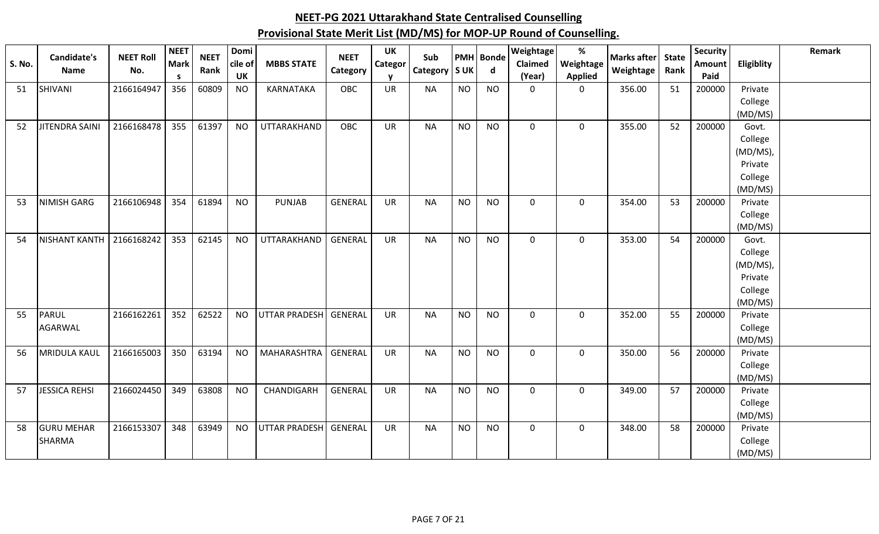## NEET-PG 2021 Uttarakhand State Centralised Counselling

## Provisional State Merit List (MD/MS) for MOP-UP Round of Counselling.

| S. No. | Candidate's Name | NEET Roll No. | NEET Marks | NEET Rank | Domicile of UK | MBBS STATE | NEET Category | UK Category | Sub Category | PMH S UK | Bonded | Weightage Claimed (Year) | % Weightage Applied | Marks after Weightage | State Rank | Security Amount Paid | Eligiblity | Remark |
|---|---|---|---|---|---|---|---|---|---|---|---|---|---|---|---|---|---|---|
| 51 | SHIVANI | 2166164947 | 356 | 60809 | NO | KARNATAKA | OBC | UR | NA | NO | NO | 0 | 0 | 356.00 | 51 | 200000 | Private College (MD/MS) | |
| 52 | JITENDRA SAINI | 2166168478 | 355 | 61397 | NO | UTTARAKHAND | OBC | UR | NA | NO | NO | 0 | 0 | 355.00 | 52 | 200000 | Govt. College (MD/MS), Private College (MD/MS) | |
| 53 | NIMISH GARG | 2166106948 | 354 | 61894 | NO | PUNJAB | GENERAL | UR | NA | NO | NO | 0 | 0 | 354.00 | 53 | 200000 | Private College (MD/MS) | |
| 54 | NISHANT KANTH | 2166168242 | 353 | 62145 | NO | UTTARAKHAND | GENERAL | UR | NA | NO | NO | 0 | 0 | 353.00 | 54 | 200000 | Govt. College (MD/MS), Private College (MD/MS) | |
| 55 | PARUL AGARWAL | 2166162261 | 352 | 62522 | NO | UTTAR PRADESH | GENERAL | UR | NA | NO | NO | 0 | 0 | 352.00 | 55 | 200000 | Private College (MD/MS) | |
| 56 | MRIDULA KAUL | 2166165003 | 350 | 63194 | NO | MAHARASHTRA | GENERAL | UR | NA | NO | NO | 0 | 0 | 350.00 | 56 | 200000 | Private College (MD/MS) | |
| 57 | JESSICA REHSI | 2166024450 | 349 | 63808 | NO | CHANDIGARH | GENERAL | UR | NA | NO | NO | 0 | 0 | 349.00 | 57 | 200000 | Private College (MD/MS) | |
| 58 | GURU MEHAR SHARMA | 2166153307 | 348 | 63949 | NO | UTTAR PRADESH | GENERAL | UR | NA | NO | NO | 0 | 0 | 348.00 | 58 | 200000 | Private College (MD/MS) | |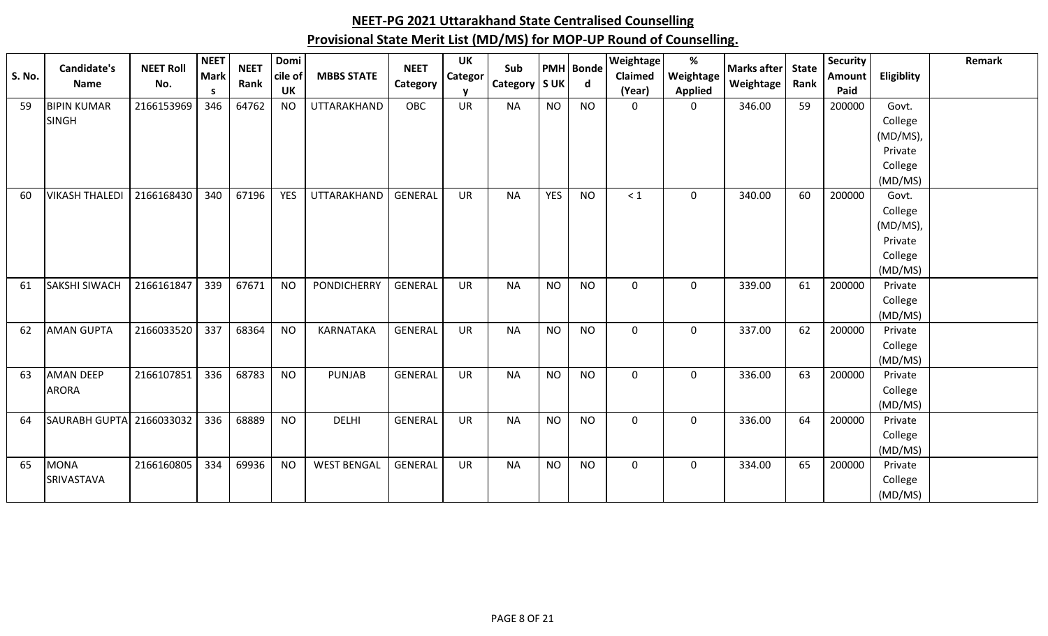# NEET-PG 2021 Uttarakhand State Centralised Counselling

## Provisional State Merit List (MD/MS) for MOP-UP Round of Counselling.

| S. No. | Candidate's Name | NEET Roll No. | NEET Marks | NEET Rank | Domicile of UK | MBBS STATE | NEET Category | UK Category | Sub Category | PMH S UK | Bonded | Weightage Claimed (Year) | % Weightage Applied | Marks after Weightage | State Rank | Security Amount Paid | Eligiblity | Remark |
|---|---|---|---|---|---|---|---|---|---|---|---|---|---|---|---|---|---|---|
| 59 | BIPIN KUMAR SINGH | 2166153969 | 346 | 64762 | NO | UTTARAKHAND | OBC | UR | NA | NO | NO | 0 | 0 | 346.00 | 59 | 200000 | Govt. College (MD/MS), Private College (MD/MS) | |
| 60 | VIKASH THALEDI | 2166168430 | 340 | 67196 | YES | UTTARAKHAND | GENERAL | UR | NA | YES | NO | < 1 | 0 | 340.00 | 60 | 200000 | Govt. College (MD/MS), Private College (MD/MS) | |
| 61 | SAKSHI SIWACH | 2166161847 | 339 | 67671 | NO | PONDICHERRY | GENERAL | UR | NA | NO | NO | 0 | 0 | 339.00 | 61 | 200000 | Private College (MD/MS) | |
| 62 | AMAN GUPTA | 2166033520 | 337 | 68364 | NO | KARNATAKA | GENERAL | UR | NA | NO | NO | 0 | 0 | 337.00 | 62 | 200000 | Private College (MD/MS) | |
| 63 | AMAN DEEP ARORA | 2166107851 | 336 | 68783 | NO | PUNJAB | GENERAL | UR | NA | NO | NO | 0 | 0 | 336.00 | 63 | 200000 | Private College (MD/MS) | |
| 64 | SAURABH GUPTA | 2166033032 | 336 | 68889 | NO | DELHI | GENERAL | UR | NA | NO | NO | 0 | 0 | 336.00 | 64 | 200000 | Private College (MD/MS) | |
| 65 | MONA SRIVASTAVA | 2166160805 | 334 | 69936 | NO | WEST BENGAL | GENERAL | UR | NA | NO | NO | 0 | 0 | 334.00 | 65 | 200000 | Private College (MD/MS) | |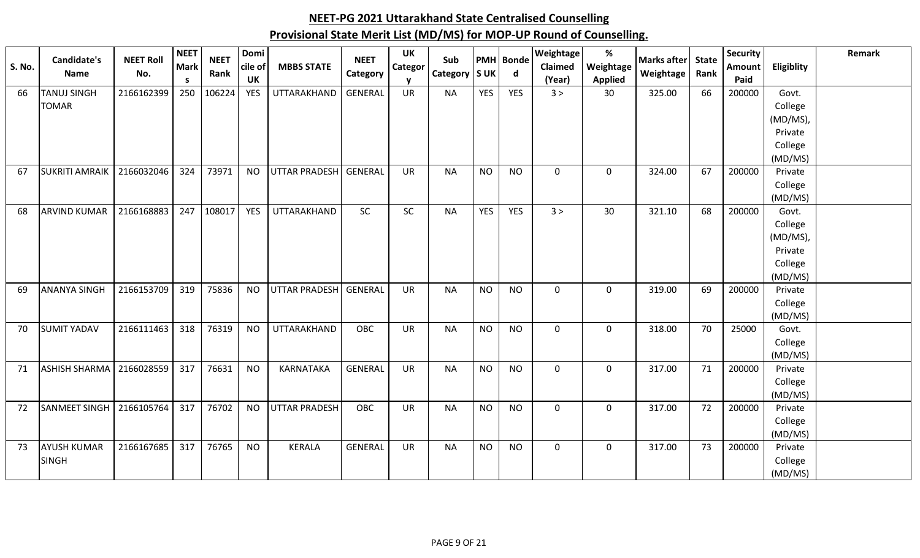# NEET-PG 2021 Uttarakhand State Centralised Counselling

## Provisional State Merit List (MD/MS) for MOP-UP Round of Counselling.

| S. No. | Candidate's Name | NEET Roll No. | NEET Marks | NEET Rank | Domicile of UK | MBBS STATE | NEET Category | UK Category | Sub Category | PMH S UK | Bonded | Weightage Claimed (Year) | % Weightage Applied | Marks after Weightage | State Rank | Security Amount Paid | Eligiblity | Remark |
|---|---|---|---|---|---|---|---|---|---|---|---|---|---|---|---|---|---|---|
| 66 | TANUJ SINGH TOMAR | 2166162399 | 250 | 106224 | YES | UTTARAKHAND | GENERAL | UR | NA | YES | YES | 3 > | 30 | 325.00 | 66 | 200000 | Govt. College (MD/MS), Private College (MD/MS) | |
| 67 | SUKRITI AMRAIK | 2166032046 | 324 | 73971 | NO | UTTAR PRADESH | GENERAL | UR | NA | NO | NO | 0 | 0 | 324.00 | 67 | 200000 | Private College (MD/MS) | |
| 68 | ARVIND KUMAR | 2166168883 | 247 | 108017 | YES | UTTARAKHAND | SC | SC | NA | YES | YES | 3 > | 30 | 321.10 | 68 | 200000 | Govt. College (MD/MS), Private College (MD/MS) | |
| 69 | ANANYA SINGH | 2166153709 | 319 | 75836 | NO | UTTAR PRADESH | GENERAL | UR | NA | NO | NO | 0 | 0 | 319.00 | 69 | 200000 | Private College (MD/MS) | |
| 70 | SUMIT YADAV | 2166111463 | 318 | 76319 | NO | UTTARAKHAND | OBC | UR | NA | NO | NO | 0 | 0 | 318.00 | 70 | 25000 | Govt. College (MD/MS) | |
| 71 | ASHISH SHARMA | 2166028559 | 317 | 76631 | NO | KARNATAKA | GENERAL | UR | NA | NO | NO | 0 | 0 | 317.00 | 71 | 200000 | Private College (MD/MS) | |
| 72 | SANMEET SINGH | 2166105764 | 317 | 76702 | NO | UTTAR PRADESH | OBC | UR | NA | NO | NO | 0 | 0 | 317.00 | 72 | 200000 | Private College (MD/MS) | |
| 73 | AYUSH KUMAR SINGH | 2166167685 | 317 | 76765 | NO | KERALA | GENERAL | UR | NA | NO | NO | 0 | 0 | 317.00 | 73 | 200000 | Private College (MD/MS) | |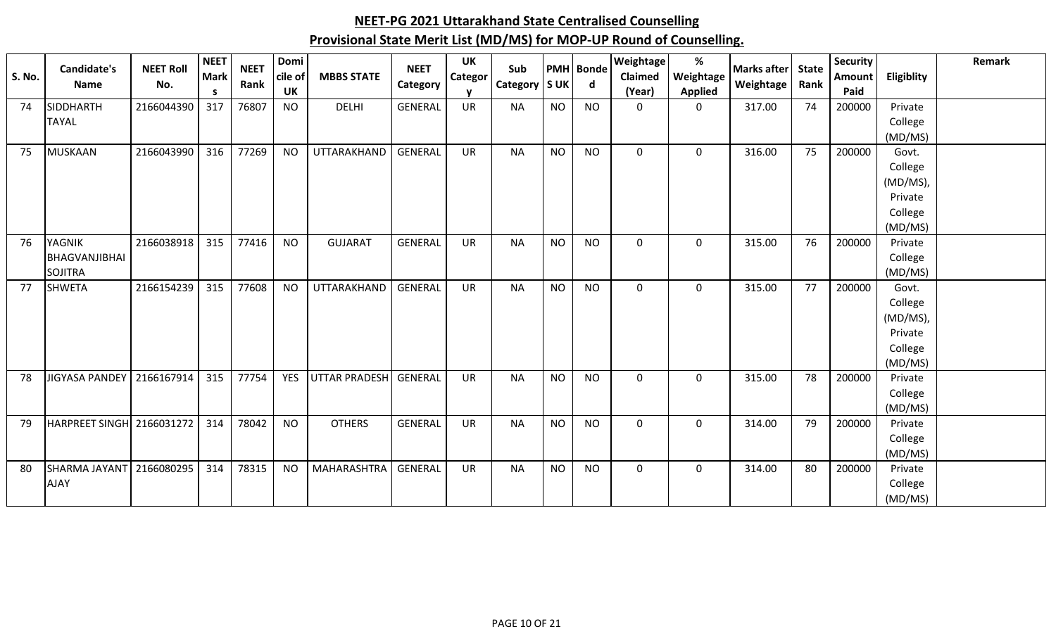## NEET-PG 2021 Uttarakhand State Centralised Counselling

## Provisional State Merit List (MD/MS) for MOP-UP Round of Counselling.

| S. No. | Candidate's Name | NEET Roll No. | NEET Marks | NEET Rank | Domicile of UK | MBBS STATE | NEET Category | UK Category | Sub Category | PMH S UK | Bonded | Weightage Claimed (Year) | % Weightage Applied | Marks after Weightage | State Rank | Security Amount Paid | Eligiblity | Remark |
|---|---|---|---|---|---|---|---|---|---|---|---|---|---|---|---|---|---|---|
| 74 | SIDDHARTH TAYAL | 2166044390 | 317 | 76807 | NO | DELHI | GENERAL | UR | NA | NO | NO | 0 | 0 | 317.00 | 74 | 200000 | Private College (MD/MS) | |
| 75 | MUSKAAN | 2166043990 | 316 | 77269 | NO | UTTARAKHAND | GENERAL | UR | NA | NO | NO | 0 | 0 | 316.00 | 75 | 200000 | Govt. College (MD/MS), Private College (MD/MS) | |
| 76 | YAGNIK BHAGVANJIBHAI SOJITRA | 2166038918 | 315 | 77416 | NO | GUJARAT | GENERAL | UR | NA | NO | NO | 0 | 0 | 315.00 | 76 | 200000 | Private College (MD/MS) | |
| 77 | SHWETA | 2166154239 | 315 | 77608 | NO | UTTARAKHAND | GENERAL | UR | NA | NO | NO | 0 | 0 | 315.00 | 77 | 200000 | Govt. College (MD/MS), Private College (MD/MS) | |
| 78 | JIGYASA PANDEY | 2166167914 | 315 | 77754 | YES | UTTAR PRADESH | GENERAL | UR | NA | NO | NO | 0 | 0 | 315.00 | 78 | 200000 | Private College (MD/MS) | |
| 79 | HARPREET SINGH | 2166031272 | 314 | 78042 | NO | OTHERS | GENERAL | UR | NA | NO | NO | 0 | 0 | 314.00 | 79 | 200000 | Private College (MD/MS) | |
| 80 | SHARMA JAYANT AJAY | 2166080295 | 314 | 78315 | NO | MAHARASHTRA | GENERAL | UR | NA | NO | NO | 0 | 0 | 314.00 | 80 | 200000 | Private College (MD/MS) | |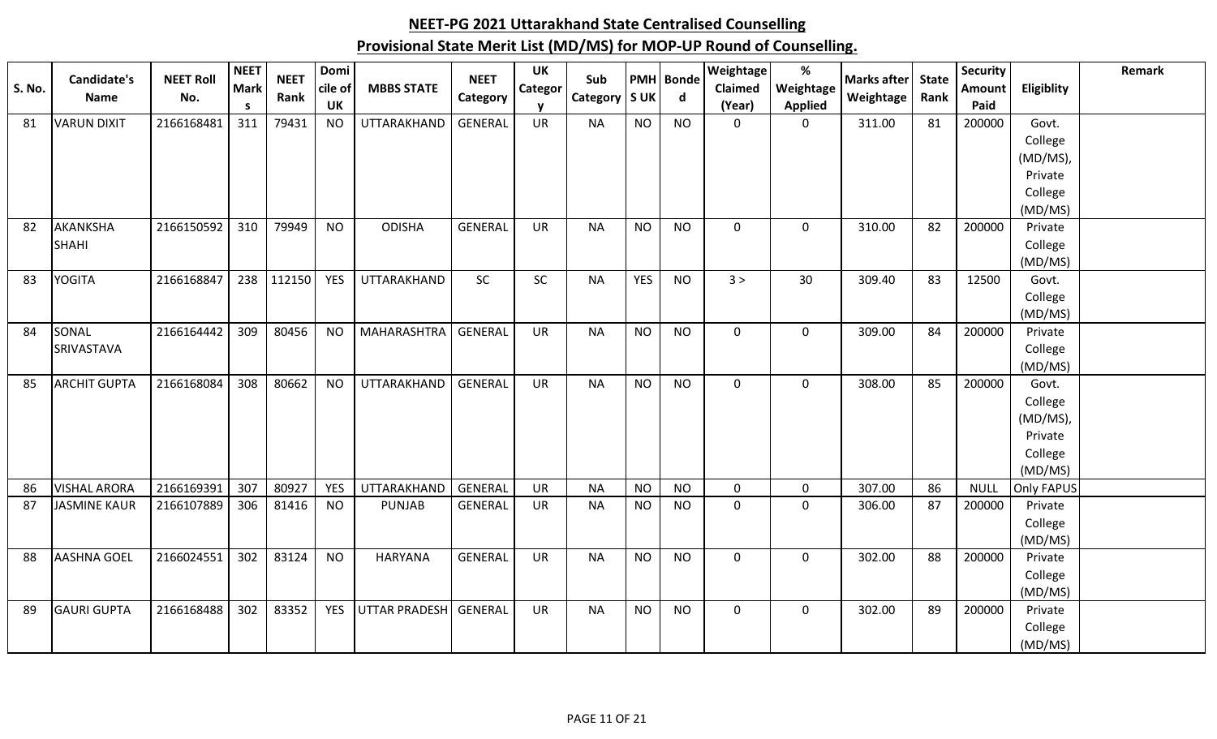# NEET-PG 2021 Uttarakhand State Centralised Counselling

## Provisional State Merit List (MD/MS) for MOP-UP Round of Counselling.

| S. No. | Candidate's Name | NEET Roll No. | NEET Marks | NEET Rank | Domicile of UK | MBBS STATE | NEET Category | UK Category | Sub Category | PMH S UK | Bonded | Weightage Claimed (Year) | % Weightage Applied | Marks after Weightage | State Rank | Security Amount Paid | Eligiblity | Remark |
|---|---|---|---|---|---|---|---|---|---|---|---|---|---|---|---|---|---|---|
| 81 | VARUN DIXIT | 2166168481 | 311 | 79431 | NO | UTTARAKHAND | GENERAL | UR | NA | NO | NO | 0 | 0 | 311.00 | 81 | 200000 | Govt. College (MD/MS), Private College (MD/MS) | |
| 82 | AKANKSHA SHAHI | 2166150592 | 310 | 79949 | NO | ODISHA | GENERAL | UR | NA | NO | NO | 0 | 0 | 310.00 | 82 | 200000 | Private College (MD/MS) | |
| 83 | YOGITA | 2166168847 | 238 | 112150 | YES | UTTARAKHAND | SC | SC | NA | YES | NO | 3 > | 30 | 309.40 | 83 | 12500 | Govt. College (MD/MS) | |
| 84 | SONAL SRIVASTAVA | 2166164442 | 309 | 80456 | NO | MAHARASHTRA | GENERAL | UR | NA | NO | NO | 0 | 0 | 309.00 | 84 | 200000 | Private College (MD/MS) | |
| 85 | ARCHIT GUPTA | 2166168084 | 308 | 80662 | NO | UTTARAKHAND | GENERAL | UR | NA | NO | NO | 0 | 0 | 308.00 | 85 | 200000 | Govt. College (MD/MS), Private College (MD/MS) | |
| 86 | VISHAL ARORA | 2166169391 | 307 | 80927 | YES | UTTARAKHAND | GENERAL | UR | NA | NO | NO | 0 | 0 | 307.00 | 86 | NULL | Only FAPUS | |
| 87 | JASMINE KAUR | 2166107889 | 306 | 81416 | NO | PUNJAB | GENERAL | UR | NA | NO | NO | 0 | 0 | 306.00 | 87 | 200000 | Private College (MD/MS) | |
| 88 | AASHNA GOEL | 2166024551 | 302 | 83124 | NO | HARYANA | GENERAL | UR | NA | NO | NO | 0 | 0 | 302.00 | 88 | 200000 | Private College (MD/MS) | |
| 89 | GAURI GUPTA | 2166168488 | 302 | 83352 | YES | UTTAR PRADESH | GENERAL | UR | NA | NO | NO | 0 | 0 | 302.00 | 89 | 200000 | Private College (MD/MS) | |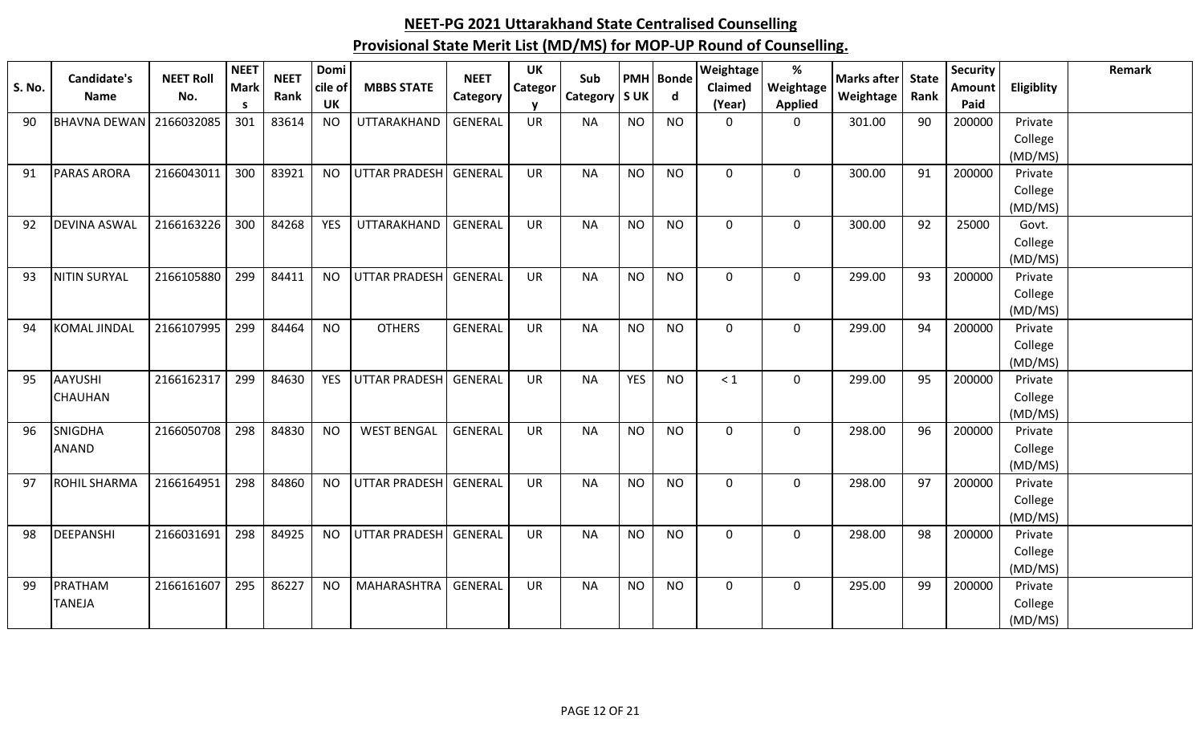## NEET-PG 2021 Uttarakhand State Centralised Counselling

## Provisional State Merit List (MD/MS) for MOP-UP Round of Counselling.

| S. No. | Candidate's Name | NEET Roll No. | NEET Marks | NEET Rank | Domicile of UK | MBBS STATE | NEET Category | UK Category | Sub Category | PMH S UK | Bonded | Weightage Claimed (Year) | % Weightage Applied | Marks after Weightage | State Rank | Security Amount Paid | Eligiblity | Remark |
|---|---|---|---|---|---|---|---|---|---|---|---|---|---|---|---|---|---|---|
| 90 | BHAVNA DEWAN | 2166032085 | 301 | 83614 | NO | UTTARAKHAND | GENERAL | UR | NA | NO | NO | 0 | 0 | 301.00 | 90 | 200000 | Private College (MD/MS) | |
| 91 | PARAS ARORA | 2166043011 | 300 | 83921 | NO | UTTAR PRADESH | GENERAL | UR | NA | NO | NO | 0 | 0 | 300.00 | 91 | 200000 | Private College (MD/MS) | |
| 92 | DEVINA ASWAL | 2166163226 | 300 | 84268 | YES | UTTARAKHAND | GENERAL | UR | NA | NO | NO | 0 | 0 | 300.00 | 92 | 25000 | Govt. College (MD/MS) | |
| 93 | NITIN SURYAL | 2166105880 | 299 | 84411 | NO | UTTAR PRADESH | GENERAL | UR | NA | NO | NO | 0 | 0 | 299.00 | 93 | 200000 | Private College (MD/MS) | |
| 94 | KOMAL JINDAL | 2166107995 | 299 | 84464 | NO | OTHERS | GENERAL | UR | NA | NO | NO | 0 | 0 | 299.00 | 94 | 200000 | Private College (MD/MS) | |
| 95 | AAYUSHI CHAUHAN | 2166162317 | 299 | 84630 | YES | UTTAR PRADESH | GENERAL | UR | NA | YES | NO | < 1 | 0 | 299.00 | 95 | 200000 | Private College (MD/MS) | |
| 96 | SNIGDHA ANAND | 2166050708 | 298 | 84830 | NO | WEST BENGAL | GENERAL | UR | NA | NO | NO | 0 | 0 | 298.00 | 96 | 200000 | Private College (MD/MS) | |
| 97 | ROHIL SHARMA | 2166164951 | 298 | 84860 | NO | UTTAR PRADESH | GENERAL | UR | NA | NO | NO | 0 | 0 | 298.00 | 97 | 200000 | Private College (MD/MS) | |
| 98 | DEEPANSHI | 2166031691 | 298 | 84925 | NO | UTTAR PRADESH | GENERAL | UR | NA | NO | NO | 0 | 0 | 298.00 | 98 | 200000 | Private College (MD/MS) | |
| 99 | PRATHAM TANEJA | 2166161607 | 295 | 86227 | NO | MAHARASHTRA | GENERAL | UR | NA | NO | NO | 0 | 0 | 295.00 | 99 | 200000 | Private College (MD/MS) | |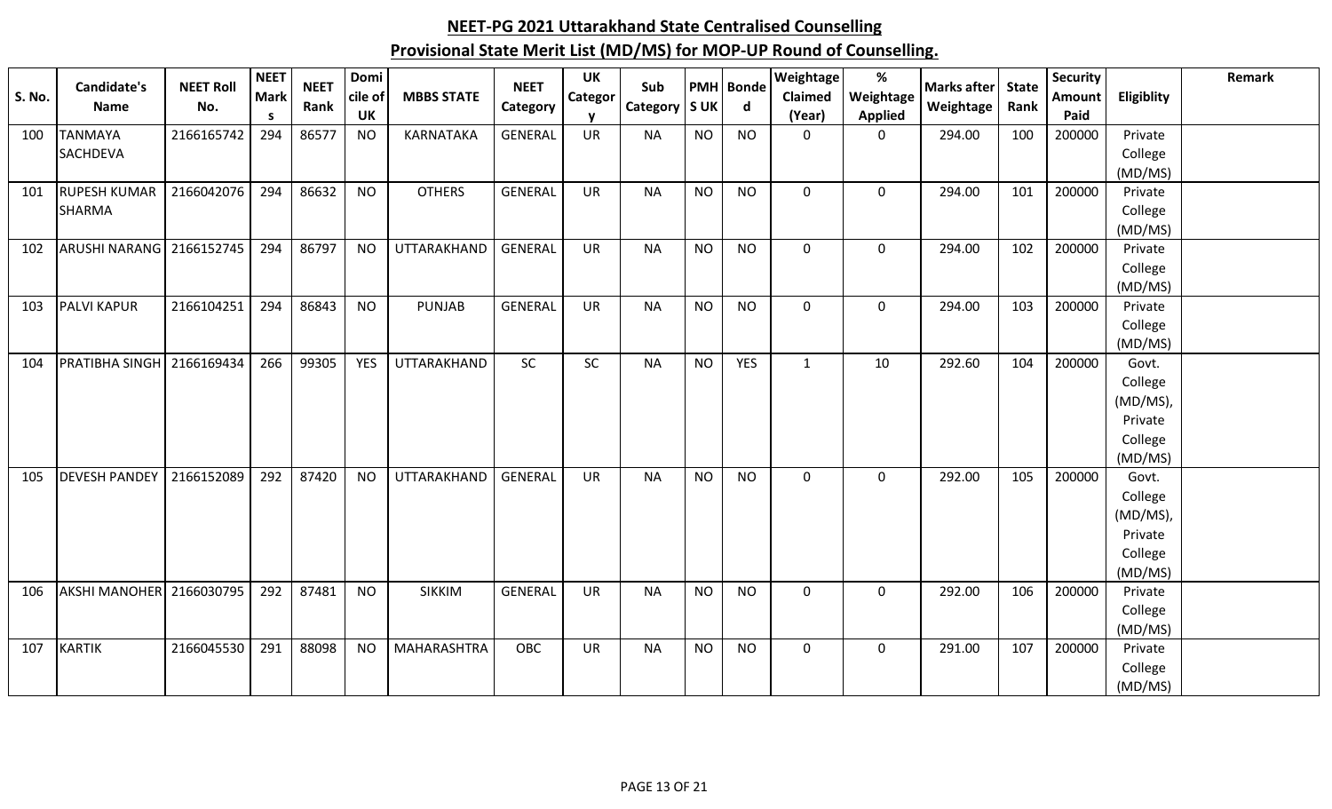# NEET-PG 2021 Uttarakhand State Centralised Counselling

## Provisional State Merit List (MD/MS) for MOP-UP Round of Counselling.

| S. No. | Candidate's Name | NEET Roll No. | NEET Marks | NEET Rank | Domicile of UK | MBBS STATE | NEET Category | UK Category | Sub Category | PMH S UK | Bonded | Weightage Claimed (Year) | % Weightage Applied | Marks after Weightage | State Rank | Security Amount Paid | Eligiblity | Remark |
|---|---|---|---|---|---|---|---|---|---|---|---|---|---|---|---|---|---|---|
| 100 | TANMAYA SACHDEVA | 2166165742 | 294 | 86577 | NO | KARNATAKA | GENERAL | UR | NA | NO | NO | 0 | 0 | 294.00 | 100 | 200000 | Private College (MD/MS) | |
| 101 | RUPESH KUMAR SHARMA | 2166042076 | 294 | 86632 | NO | OTHERS | GENERAL | UR | NA | NO | NO | 0 | 0 | 294.00 | 101 | 200000 | Private College (MD/MS) | |
| 102 | ARUSHI NARANG | 2166152745 | 294 | 86797 | NO | UTTARAKHAND | GENERAL | UR | NA | NO | NO | 0 | 0 | 294.00 | 102 | 200000 | Private College (MD/MS) | |
| 103 | PALVI KAPUR | 2166104251 | 294 | 86843 | NO | PUNJAB | GENERAL | UR | NA | NO | NO | 0 | 0 | 294.00 | 103 | 200000 | Private College (MD/MS) | |
| 104 | PRATIBHA SINGH | 2166169434 | 266 | 99305 | YES | UTTARAKHAND | SC | SC | NA | NO | YES | 1 | 10 | 292.60 | 104 | 200000 | Govt. College (MD/MS), Private College (MD/MS) | |
| 105 | DEVESH PANDEY | 2166152089 | 292 | 87420 | NO | UTTARAKHAND | GENERAL | UR | NA | NO | NO | 0 | 0 | 292.00 | 105 | 200000 | Govt. College (MD/MS), Private College (MD/MS) | |
| 106 | AKSHI MANOHER | 2166030795 | 292 | 87481 | NO | SIKKIM | GENERAL | UR | NA | NO | NO | 0 | 0 | 292.00 | 106 | 200000 | Private College (MD/MS) | |
| 107 | KARTIK | 2166045530 | 291 | 88098 | NO | MAHARASHTRA | OBC | UR | NA | NO | NO | 0 | 0 | 291.00 | 107 | 200000 | Private College (MD/MS) | |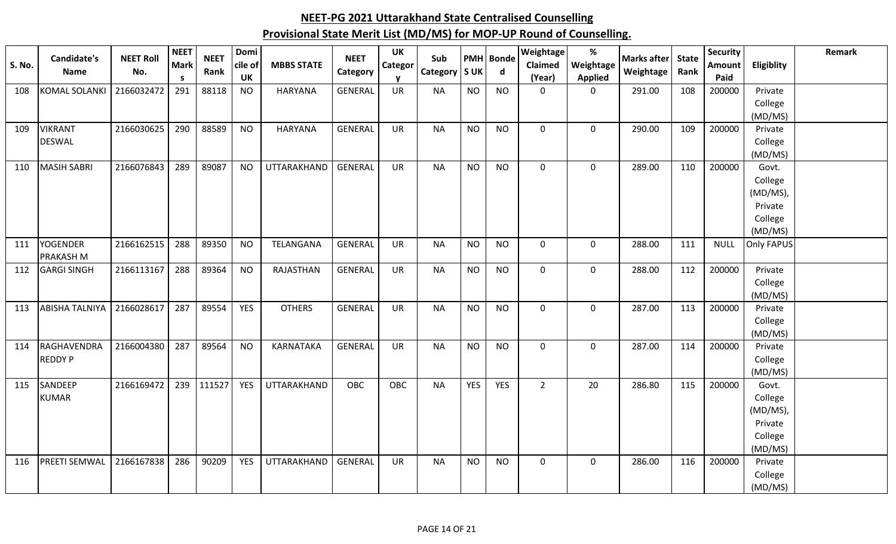## NEET-PG 2021 Uttarakhand State Centralised Counselling

## Provisional State Merit List (MD/MS) for MOP-UP Round of Counselling.

| S. No. | Candidate's Name | NEET Roll No. | NEET Marks | NEET Rank | Domicile of UK | MBBS STATE | NEET Category | UK Category | Sub Category | PMH S UK | Bonded | Weightage Claimed (Year) | % Weightage Applied | Marks after Weightage | State Rank | Security Amount Paid | Eligiblity | Remark |
|---|---|---|---|---|---|---|---|---|---|---|---|---|---|---|---|---|---|---|
| 108 | KOMAL SOLANKI | 2166032472 | 291 | 88118 | NO | HARYANA | GENERAL | UR | NA | NO | NO | 0 | 0 | 291.00 | 108 | 200000 | Private College (MD/MS) | |
| 109 | VIKRANT DESWAL | 2166030625 | 290 | 88589 | NO | HARYANA | GENERAL | UR | NA | NO | NO | 0 | 0 | 290.00 | 109 | 200000 | Private College (MD/MS) | |
| 110 | MASIH SABRI | 2166076843 | 289 | 89087 | NO | UTTARAKHAND | GENERAL | UR | NA | NO | NO | 0 | 0 | 289.00 | 110 | 200000 | Govt. College (MD/MS), Private College (MD/MS) | |
| 111 | YOGENDER PRAKASH M | 2166162515 | 288 | 89350 | NO | TELANGANA | GENERAL | UR | NA | NO | NO | 0 | 0 | 288.00 | 111 | NULL | Only FAPUS | |
| 112 | GARGI SINGH | 2166113167 | 288 | 89364 | NO | RAJASTHAN | GENERAL | UR | NA | NO | NO | 0 | 0 | 288.00 | 112 | 200000 | Private College (MD/MS) | |
| 113 | ABISHA TALNIYA | 2166028617 | 287 | 89554 | YES | OTHERS | GENERAL | UR | NA | NO | NO | 0 | 0 | 287.00 | 113 | 200000 | Private College (MD/MS) | |
| 114 | RAGHAVENDRA REDDY P | 2166004380 | 287 | 89564 | NO | KARNATAKA | GENERAL | UR | NA | NO | NO | 0 | 0 | 287.00 | 114 | 200000 | Private College (MD/MS) | |
| 115 | SANDEEP KUMAR | 2166169472 | 239 | 111527 | YES | UTTARAKHAND | OBC | OBC | NA | YES | YES | 2 | 20 | 286.80 | 115 | 200000 | Govt. College (MD/MS), Private College (MD/MS) | |
| 116 | PREETI SEMWAL | 2166167838 | 286 | 90209 | YES | UTTARAKHAND | GENERAL | UR | NA | NO | NO | 0 | 0 | 286.00 | 116 | 200000 | Private College (MD/MS) | |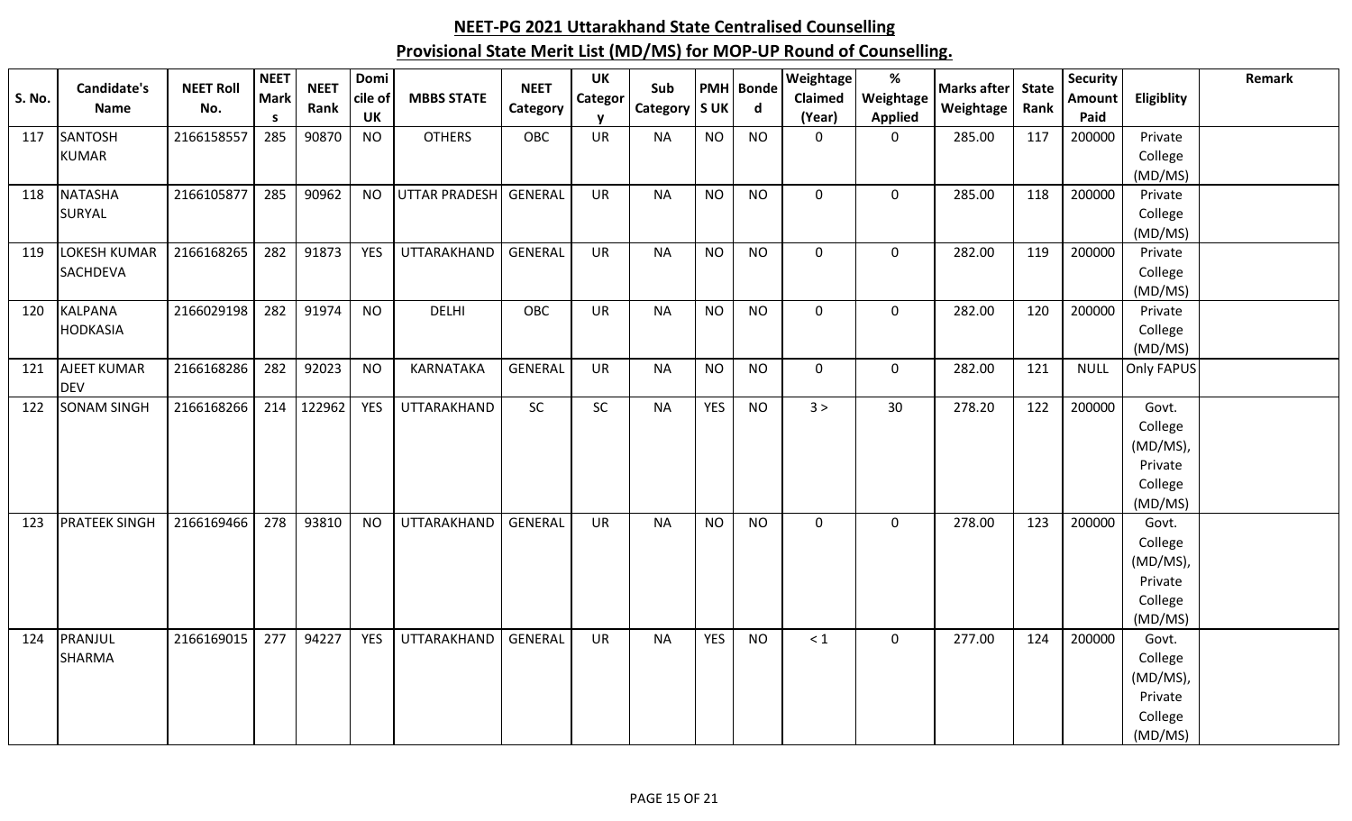# NEET-PG 2021 Uttarakhand State Centralised Counselling

## Provisional State Merit List (MD/MS) for MOP-UP Round of Counselling.

| S. No. | Candidate's Name | NEET Roll No. | NEET Marks | NEET Rank | Domicile of UK | MBBS STATE | NEET Category | UK Category | Sub Category | PMH S UK | Bonded | Weightage Claimed (Year) | % Weightage Applied | Marks after Weightage | State Rank | Security Amount Paid | Eligiblity | Remark |
|---|---|---|---|---|---|---|---|---|---|---|---|---|---|---|---|---|---|---|
| 117 | SANTOSH KUMAR | 2166158557 | 285 | 90870 | NO | OTHERS | OBC | UR | NA | NO | NO | 0 | 0 | 285.00 | 117 | 200000 | Private College (MD/MS) | |
| 118 | NATASHA SURYAL | 2166105877 | 285 | 90962 | NO | UTTAR PRADESH | GENERAL | UR | NA | NO | NO | 0 | 0 | 285.00 | 118 | 200000 | Private College (MD/MS) | |
| 119 | LOKESH KUMAR SACHDEVA | 2166168265 | 282 | 91873 | YES | UTTARAKHAND | GENERAL | UR | NA | NO | NO | 0 | 0 | 282.00 | 119 | 200000 | Private College (MD/MS) | |
| 120 | KALPANA HODKASIA | 2166029198 | 282 | 91974 | NO | DELHI | OBC | UR | NA | NO | NO | 0 | 0 | 282.00 | 120 | 200000 | Private College (MD/MS) | |
| 121 | AJEET KUMAR DEV | 2166168286 | 282 | 92023 | NO | KARNATAKA | GENERAL | UR | NA | NO | NO | 0 | 0 | 282.00 | 121 | NULL | Only FAPUS | |
| 122 | SONAM SINGH | 2166168266 | 214 | 122962 | YES | UTTARAKHAND | SC | SC | NA | YES | NO | 3 > | 30 | 278.20 | 122 | 200000 | Govt. College (MD/MS), Private College (MD/MS) | |
| 123 | PRATEEK SINGH | 2166169466 | 278 | 93810 | NO | UTTARAKHAND | GENERAL | UR | NA | NO | NO | 0 | 0 | 278.00 | 123 | 200000 | Govt. College (MD/MS), Private College (MD/MS) | |
| 124 | PRANJUL SHARMA | 2166169015 | 277 | 94227 | YES | UTTARAKHAND | GENERAL | UR | NA | YES | NO | < 1 | 0 | 277.00 | 124 | 200000 | Govt. College (MD/MS), Private College (MD/MS) | |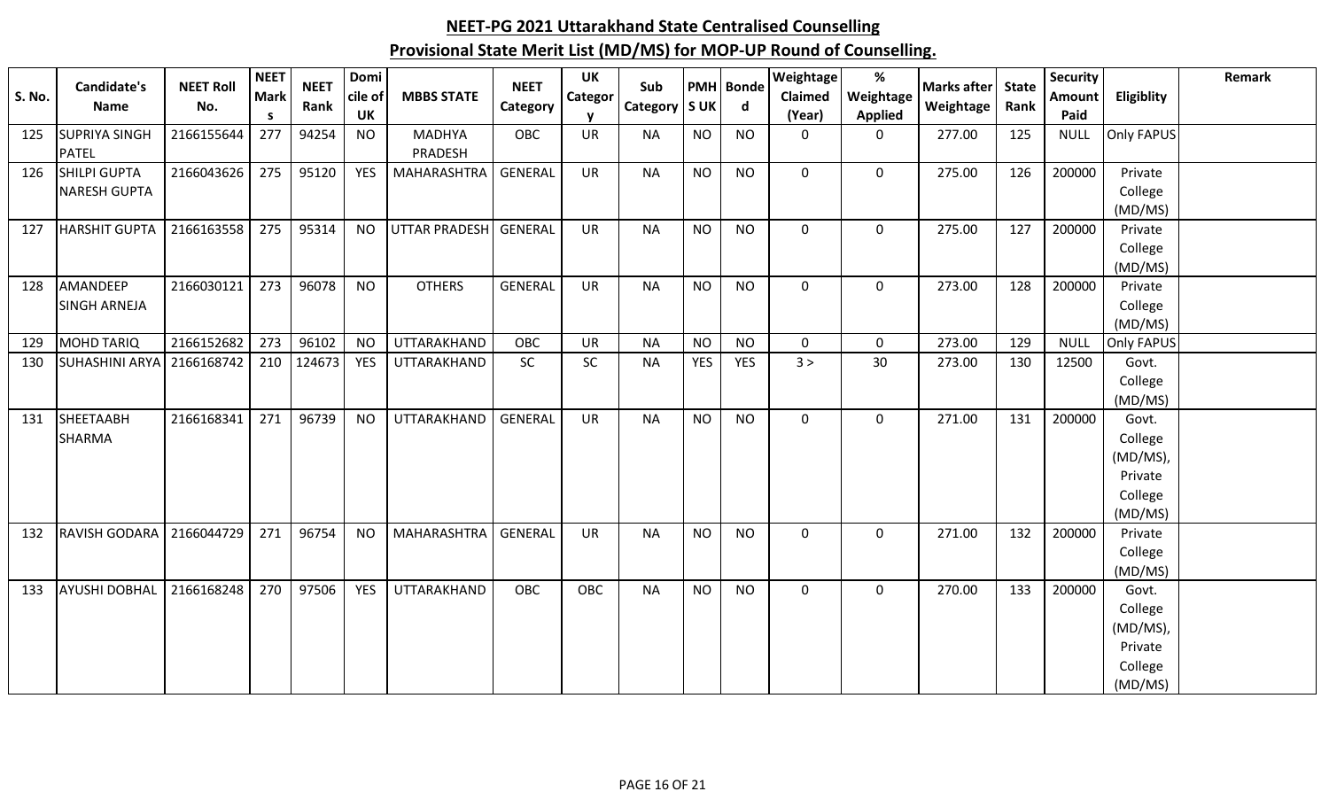## NEET-PG 2021 Uttarakhand State Centralised Counselling

## Provisional State Merit List (MD/MS) for MOP-UP Round of Counselling.

| S. No. | Candidate's Name | NEET Roll No. | NEET Marks | NEET Rank | Domicile of UK | MBBS STATE | NEET Category | UK Category | Sub Category | PMH S UK | Bonded | Weightage Claimed (Year) | % Weightage Applied | Marks after Weightage | State Rank | Security Amount Paid | Eligiblity | Remark |
|---|---|---|---|---|---|---|---|---|---|---|---|---|---|---|---|---|---|---|
| 125 | SUPRIYA SINGH PATEL | 2166155644 | 277 | 94254 | NO | MADHYA PRADESH | OBC | UR | NA | NO | NO | 0 | 0 | 277.00 | 125 | NULL | Only FAPUS | |
| 126 | SHILPI GUPTA NARESH GUPTA | 2166043626 | 275 | 95120 | YES | MAHARASHTRA | GENERAL | UR | NA | NO | NO | 0 | 0 | 275.00 | 126 | 200000 | Private College (MD/MS) | |
| 127 | HARSHIT GUPTA | 2166163558 | 275 | 95314 | NO | UTTAR PRADESH | GENERAL | UR | NA | NO | NO | 0 | 0 | 275.00 | 127 | 200000 | Private College (MD/MS) | |
| 128 | AMANDEEP SINGH ARNEJA | 2166030121 | 273 | 96078 | NO | OTHERS | GENERAL | UR | NA | NO | NO | 0 | 0 | 273.00 | 128 | 200000 | Private College (MD/MS) | |
| 129 | MOHD TARIQ | 2166152682 | 273 | 96102 | NO | UTTARAKHAND | OBC | UR | NA | NO | NO | 0 | 0 | 273.00 | 129 | NULL | Only FAPUS | |
| 130 | SUHASHINI ARYA | 2166168742 | 210 | 124673 | YES | UTTARAKHAND | SC | SC | NA | YES | YES | 3 > | 30 | 273.00 | 130 | 12500 | Govt. College (MD/MS) | |
| 131 | SHEETAABH SHARMA | 2166168341 | 271 | 96739 | NO | UTTARAKHAND | GENERAL | UR | NA | NO | NO | 0 | 0 | 271.00 | 131 | 200000 | Govt. College (MD/MS), Private College (MD/MS) | |
| 132 | RAVISH GODARA | 2166044729 | 271 | 96754 | NO | MAHARASHTRA | GENERAL | UR | NA | NO | NO | 0 | 0 | 271.00 | 132 | 200000 | Private College (MD/MS) | |
| 133 | AYUSHI DOBHAL | 2166168248 | 270 | 97506 | YES | UTTARAKHAND | OBC | OBC | NA | NO | NO | 0 | 0 | 270.00 | 133 | 200000 | Govt. College (MD/MS), Private College (MD/MS) | |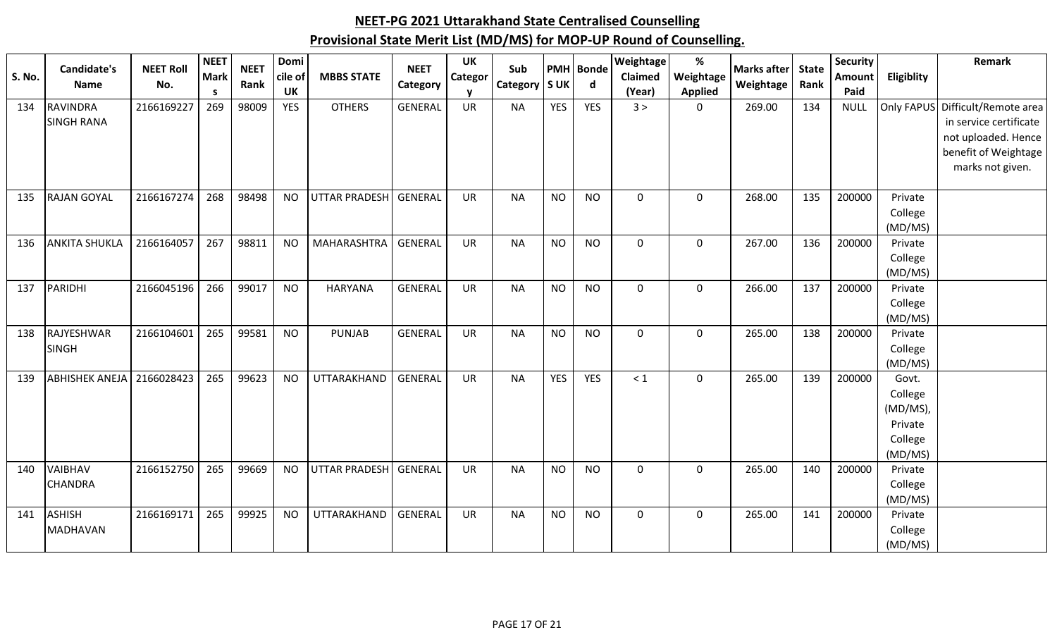## NEET-PG 2021 Uttarakhand State Centralised Counselling

## Provisional State Merit List (MD/MS) for MOP-UP Round of Counselling.

| S. No. | Candidate's Name | NEET Roll No. | NEET Marks | NEET Rank | Domicile of UK | MBBS STATE | NEET Category | UK Category | Sub Category | PMH S UK | Bonded | Weightage Claimed (Year) | % Weightage Applied | Marks after Weightage | State Rank | Security Amount Paid | Eligiblity | Remark |
|---|---|---|---|---|---|---|---|---|---|---|---|---|---|---|---|---|---|---|
| 134 | RAVINDRA SINGH RANA | 2166169227 | 269 | 98009 | YES | OTHERS | GENERAL | UR | NA | YES | YES | 3 > | 0 | 269.00 | 134 | NULL | Only FAPUS | Difficult/Remote area in service certificate not uploaded. Hence benefit of Weightage marks not given. |
| 135 | RAJAN GOYAL | 2166167274 | 268 | 98498 | NO | UTTAR PRADESH | GENERAL | UR | NA | NO | NO | 0 | 0 | 268.00 | 135 | 200000 | Private College (MD/MS) | |
| 136 | ANKITA SHUKLA | 2166164057 | 267 | 98811 | NO | MAHARASHTRA | GENERAL | UR | NA | NO | NO | 0 | 0 | 267.00 | 136 | 200000 | Private College (MD/MS) | |
| 137 | PARIDHI | 2166045196 | 266 | 99017 | NO | HARYANA | GENERAL | UR | NA | NO | NO | 0 | 0 | 266.00 | 137 | 200000 | Private College (MD/MS) | |
| 138 | RAJYESHWAR SINGH | 2166104601 | 265 | 99581 | NO | PUNJAB | GENERAL | UR | NA | NO | NO | 0 | 0 | 265.00 | 138 | 200000 | Private College (MD/MS) | |
| 139 | ABHISHEK ANEJA | 2166028423 | 265 | 99623 | NO | UTTARAKHAND | GENERAL | UR | NA | YES | YES | < 1 | 0 | 265.00 | 139 | 200000 | Govt. College (MD/MS), Private College (MD/MS) | |
| 140 | VAIBHAV CHANDRA | 2166152750 | 265 | 99669 | NO | UTTAR PRADESH | GENERAL | UR | NA | NO | NO | 0 | 0 | 265.00 | 140 | 200000 | Private College (MD/MS) | |
| 141 | ASHISH MADHAVAN | 2166169171 | 265 | 99925 | NO | UTTARAKHAND | GENERAL | UR | NA | NO | NO | 0 | 0 | 265.00 | 141 | 200000 | Private College (MD/MS) | |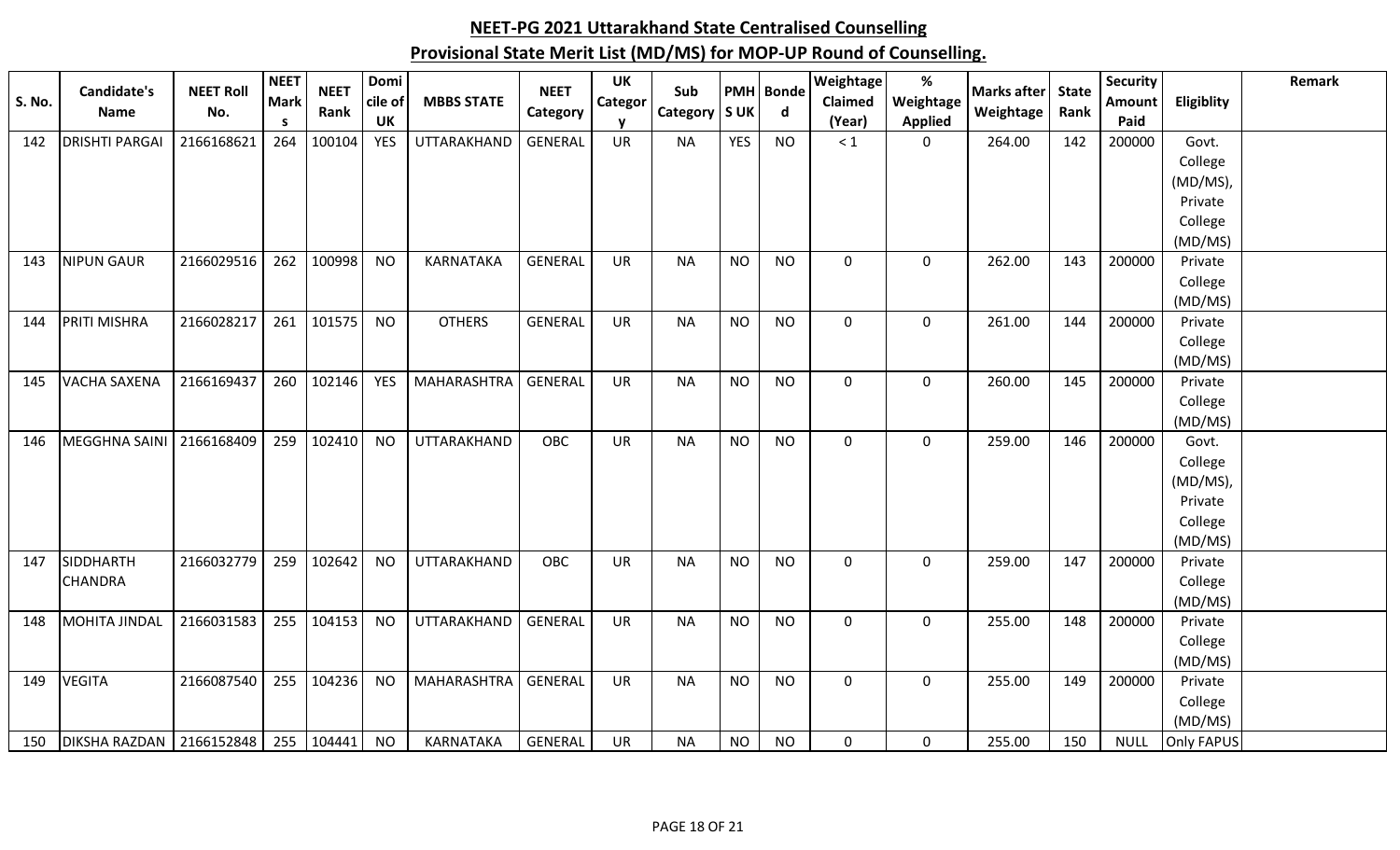# NEET-PG 2021 Uttarakhand State Centralised Counselling

## Provisional State Merit List (MD/MS) for MOP-UP Round of Counselling.

| S. No. | Candidate's Name | NEET Roll No. | NEET Marks | NEET Rank | Domicile of UK | MBBS STATE | NEET Category | UK Category | Sub Category | PMH S UK | Bonded | Weightage Claimed (Year) | % Weightage Applied | Marks after Weightage | State Rank | Security Amount Paid | Eligiblity | Remark |
|---|---|---|---|---|---|---|---|---|---|---|---|---|---|---|---|---|---|---|
| 142 | DRISHTI PARGAI | 2166168621 | 264 | 100104 | YES | UTTARAKHAND | GENERAL | UR | NA | YES | NO | < 1 | 0 | 264.00 | 142 | 200000 | Govt. College (MD/MS), Private College (MD/MS) | |
| 143 | NIPUN GAUR | 2166029516 | 262 | 100998 | NO | KARNATAKA | GENERAL | UR | NA | NO | NO | 0 | 0 | 262.00 | 143 | 200000 | Private College (MD/MS) | |
| 144 | PRITI MISHRA | 2166028217 | 261 | 101575 | NO | OTHERS | GENERAL | UR | NA | NO | NO | 0 | 0 | 261.00 | 144 | 200000 | Private College (MD/MS) | |
| 145 | VACHA SAXENA | 2166169437 | 260 | 102146 | YES | MAHARASHTRA | GENERAL | UR | NA | NO | NO | 0 | 0 | 260.00 | 145 | 200000 | Private College (MD/MS) | |
| 146 | MEGGHNA SAINI | 2166168409 | 259 | 102410 | NO | UTTARAKHAND | OBC | UR | NA | NO | NO | 0 | 0 | 259.00 | 146 | 200000 | Govt. College (MD/MS), Private College (MD/MS) | |
| 147 | SIDDHARTH CHANDRA | 2166032779 | 259 | 102642 | NO | UTTARAKHAND | OBC | UR | NA | NO | NO | 0 | 0 | 259.00 | 147 | 200000 | Private College (MD/MS) | |
| 148 | MOHITA JINDAL | 2166031583 | 255 | 104153 | NO | UTTARAKHAND | GENERAL | UR | NA | NO | NO | 0 | 0 | 255.00 | 148 | 200000 | Private College (MD/MS) | |
| 149 | VEGITA | 2166087540 | 255 | 104236 | NO | MAHARASHTRA | GENERAL | UR | NA | NO | NO | 0 | 0 | 255.00 | 149 | 200000 | Private College (MD/MS) | |
| 150 | DIKSHA RAZDAN | 2166152848 | 255 | 104441 | NO | KARNATAKA | GENERAL | UR | NA | NO | NO | 0 | 0 | 255.00 | 150 | NULL | Only FAPUS | |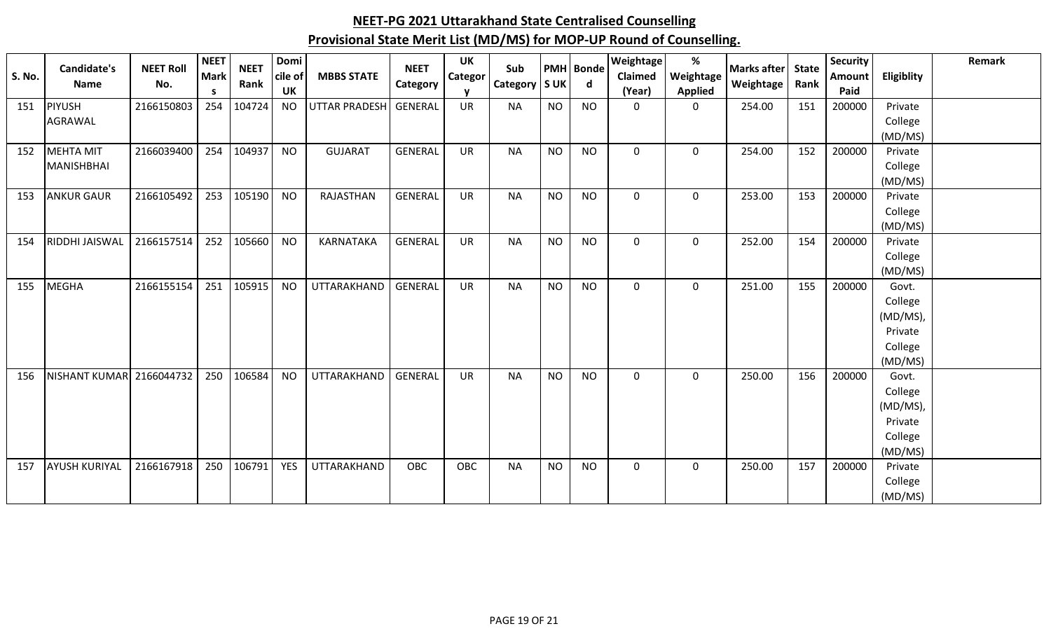# NEET-PG 2021 Uttarakhand State Centralised Counselling

## Provisional State Merit List (MD/MS) for MOP-UP Round of Counselling.

| S. No. | Candidate's Name | NEET Roll No. | NEET Marks | NEET Rank | Domicile of UK | MBBS STATE | NEET Category | UK Category | Sub Category | PMH S UK | Bonded | Weightage Claimed (Year) | % Weightage Applied | Marks after Weightage | State Rank | Security Amount Paid | Eligiblity | Remark |
|---|---|---|---|---|---|---|---|---|---|---|---|---|---|---|---|---|---|---|
| 151 | PIYUSH AGRAWAL | 2166150803 | 254 | 104724 | NO | UTTAR PRADESH | GENERAL | UR | NA | NO | NO | 0 | 0 | 254.00 | 151 | 200000 | Private College (MD/MS) | |
| 152 | MEHTA MIT MANISHBHAI | 2166039400 | 254 | 104937 | NO | GUJARAT | GENERAL | UR | NA | NO | NO | 0 | 0 | 254.00 | 152 | 200000 | Private College (MD/MS) | |
| 153 | ANKUR GAUR | 2166105492 | 253 | 105190 | NO | RAJASTHAN | GENERAL | UR | NA | NO | NO | 0 | 0 | 253.00 | 153 | 200000 | Private College (MD/MS) | |
| 154 | RIDDHI JAISWAL | 2166157514 | 252 | 105660 | NO | KARNATAKA | GENERAL | UR | NA | NO | NO | 0 | 0 | 252.00 | 154 | 200000 | Private College (MD/MS) | |
| 155 | MEGHA | 2166155154 | 251 | 105915 | NO | UTTARAKHAND | GENERAL | UR | NA | NO | NO | 0 | 0 | 251.00 | 155 | 200000 | Govt. College (MD/MS), Private College (MD/MS) | |
| 156 | NISHANT KUMAR | 2166044732 | 250 | 106584 | NO | UTTARAKHAND | GENERAL | UR | NA | NO | NO | 0 | 0 | 250.00 | 156 | 200000 | Govt. College (MD/MS), Private College (MD/MS) | |
| 157 | AYUSH KURIYAL | 2166167918 | 250 | 106791 | YES | UTTARAKHAND | OBC | OBC | NA | NO | NO | 0 | 0 | 250.00 | 157 | 200000 | Private College (MD/MS) | |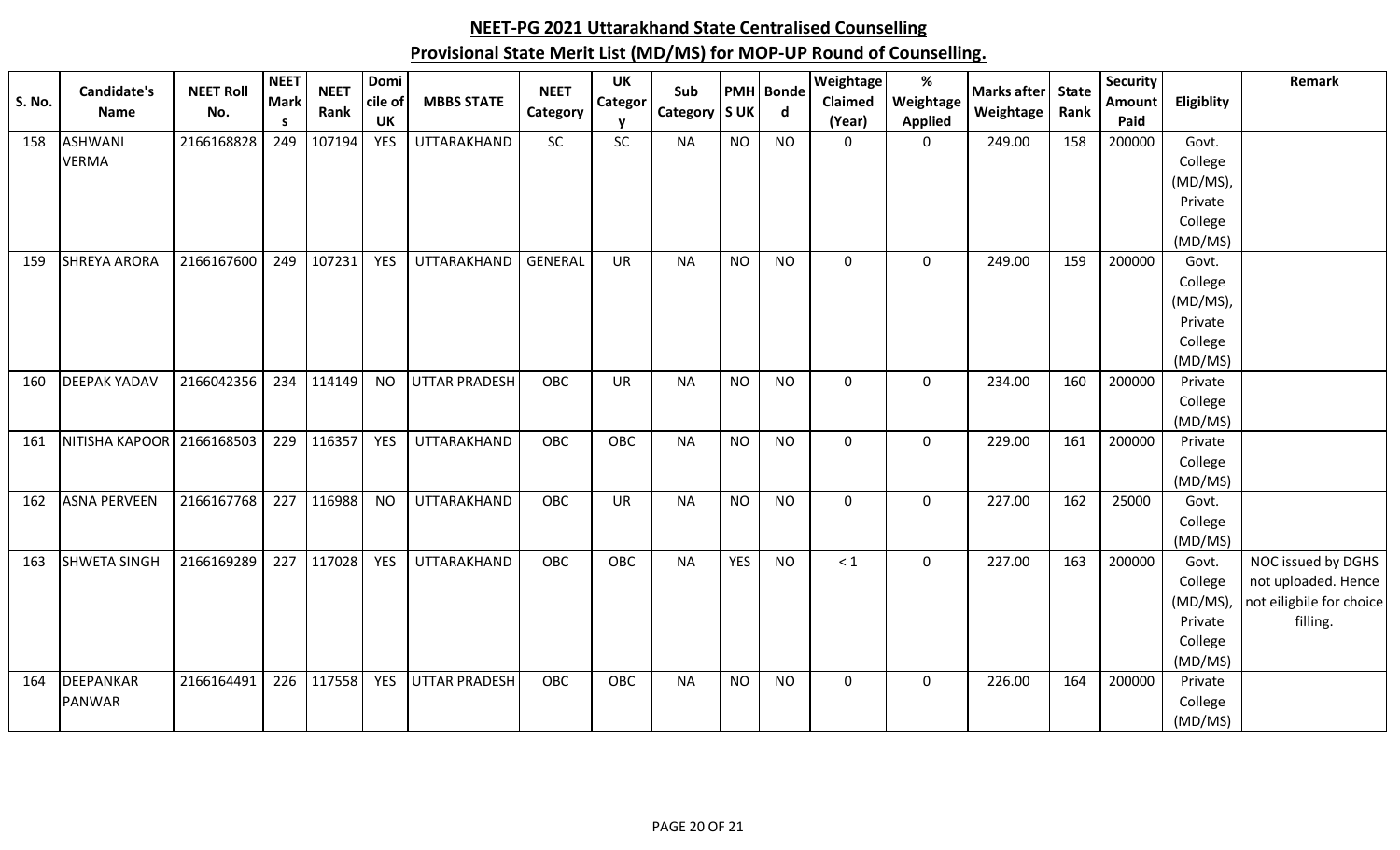## NEET-PG 2021 Uttarakhand State Centralised Counselling

## Provisional State Merit List (MD/MS) for MOP-UP Round of Counselling.

| S. No. | Candidate's Name | NEET Roll No. | NEET Marks | NEET Rank | Domicile of UK | MBBS STATE | NEET Category | UK Category | Sub Category | PMH S UK | Bonded | Weightage Claimed (Year) | % Weightage Applied | Marks after Weightage | State Rank | Security Amount Paid | Eligiblity | Remark |
|---|---|---|---|---|---|---|---|---|---|---|---|---|---|---|---|---|---|---|
| 158 | ASHWANI VERMA | 2166168828 | 249 | 107194 | YES | UTTARAKHAND | SC | SC | NA | NO | NO | 0 | 0 | 249.00 | 158 | 200000 | Govt. College (MD/MS), Private College (MD/MS) | |
| 159 | SHREYA ARORA | 2166167600 | 249 | 107231 | YES | UTTARAKHAND | GENERAL | UR | NA | NO | NO | 0 | 0 | 249.00 | 159 | 200000 | Govt. College (MD/MS), Private College (MD/MS) | |
| 160 | DEEPAK YADAV | 2166042356 | 234 | 114149 | NO | UTTAR PRADESH | OBC | UR | NA | NO | NO | 0 | 0 | 234.00 | 160 | 200000 | Private College (MD/MS) | |
| 161 | NITISHA KAPOOR | 2166168503 | 229 | 116357 | YES | UTTARAKHAND | OBC | OBC | NA | NO | NO | 0 | 0 | 229.00 | 161 | 200000 | Private College (MD/MS) | |
| 162 | ASNA PERVEEN | 2166167768 | 227 | 116988 | NO | UTTARAKHAND | OBC | UR | NA | NO | NO | 0 | 0 | 227.00 | 162 | 25000 | Govt. College (MD/MS) | |
| 163 | SHWETA SINGH | 2166169289 | 227 | 117028 | YES | UTTARAKHAND | OBC | OBC | NA | YES | NO | < 1 | 0 | 227.00 | 163 | 200000 | Govt. College (MD/MS), Private College (MD/MS) | NOC issued by DGHS not uploaded. Hence not eiligbile for choice filling. |
| 164 | DEEPANKAR PANWAR | 2166164491 | 226 | 117558 | YES | UTTAR PRADESH | OBC | OBC | NA | NO | NO | 0 | 0 | 226.00 | 164 | 200000 | Private College (MD/MS) | |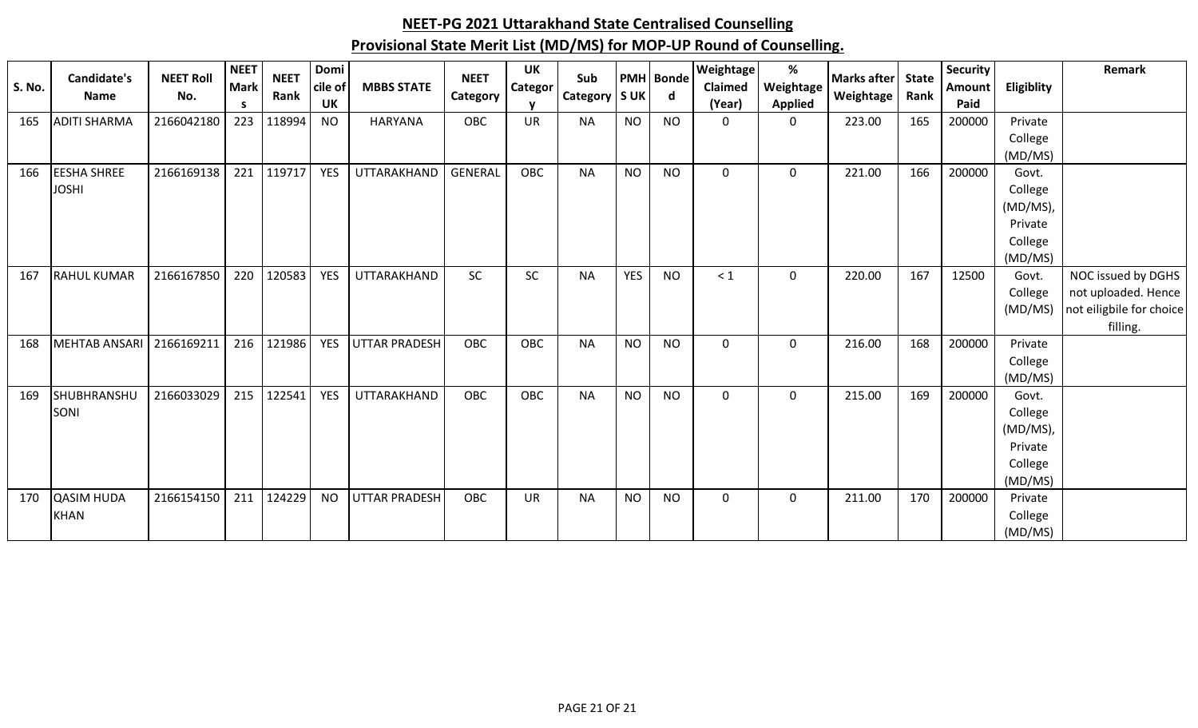# NEET-PG 2021 Uttarakhand State Centralised Counselling

## Provisional State Merit List (MD/MS) for MOP-UP Round of Counselling.

| S. No. | Candidate's Name | NEET Roll No. | NEET Marks | NEET Rank | Domicile of UK | MBBS STATE | NEET Category | UK Category | Sub Category | PMH S UK | Bonded | Weightage Claimed (Year) | % Weightage Applied | Marks after Weightage | State Rank | Security Amount Paid | Eligiblity | Remark |
|---|---|---|---|---|---|---|---|---|---|---|---|---|---|---|---|---|---|---|
| 165 | ADITI SHARMA | 2166042180 | 223 | 118994 | NO | HARYANA | OBC | UR | NA | NO | NO | 0 | 0 | 223.00 | 165 | 200000 | Private College (MD/MS) | |
| 166 | EESHA SHREE JOSHI | 2166169138 | 221 | 119717 | YES | UTTARAKHAND | GENERAL | OBC | NA | NO | NO | 0 | 0 | 221.00 | 166 | 200000 | Govt. College (MD/MS), Private College (MD/MS) | |
| 167 | RAHUL KUMAR | 2166167850 | 220 | 120583 | YES | UTTARAKHAND | SC | SC | NA | YES | NO | < 1 | 0 | 220.00 | 167 | 12500 | Govt. College (MD/MS) | NOC issued by DGHS not uploaded. Hence not eiligbile for choice filling. |
| 168 | MEHTAB ANSARI | 2166169211 | 216 | 121986 | YES | UTTAR PRADESH | OBC | OBC | NA | NO | NO | 0 | 0 | 216.00 | 168 | 200000 | Private College (MD/MS) | |
| 169 | SHUBHRANSHU SONI | 2166033029 | 215 | 122541 | YES | UTTARAKHAND | OBC | OBC | NA | NO | NO | 0 | 0 | 215.00 | 169 | 200000 | Govt. College (MD/MS), Private College (MD/MS) | |
| 170 | QASIM HUDA KHAN | 2166154150 | 211 | 124229 | NO | UTTAR PRADESH | OBC | UR | NA | NO | NO | 0 | 0 | 211.00 | 170 | 200000 | Private College (MD/MS) | |